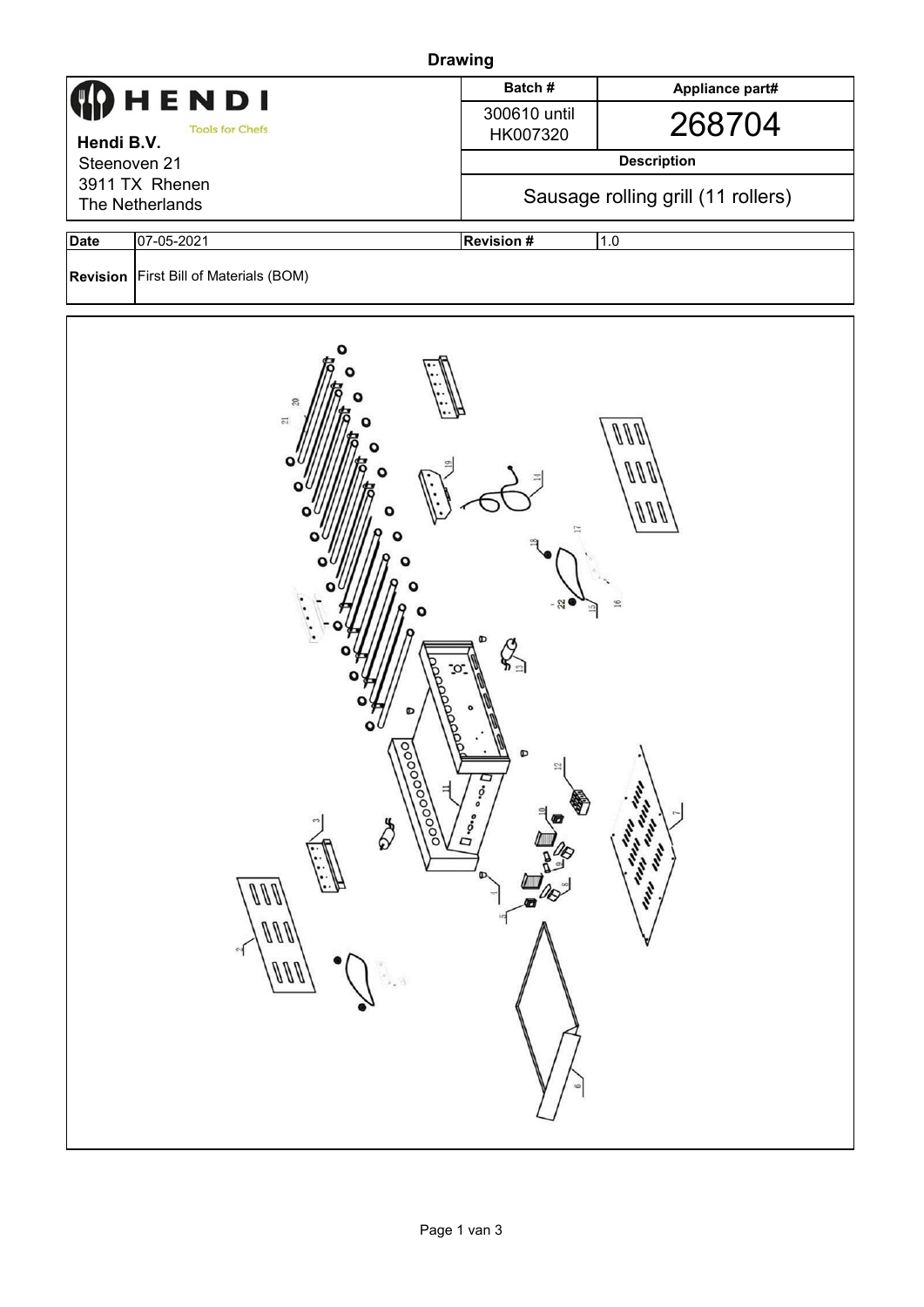**Drawing**

| HENDI Tools for Chefs<br>**Hendi B.V.**<br>Steenoven 21<br>3911 TX Rhenen<br>The Netherlands | **Batch #** | **Appliance part#** |
|---|---|---|
| | 300610 until HK007320 | 268704 |
| | **Description** | |
| | Sausage rolling grill (11 rollers) | |

| **Date** | 07-05-2021 | **Revision #** | 1.0 |
|---|---|---|---|
| **Revision** | First Bill of Materials (BOM) | | |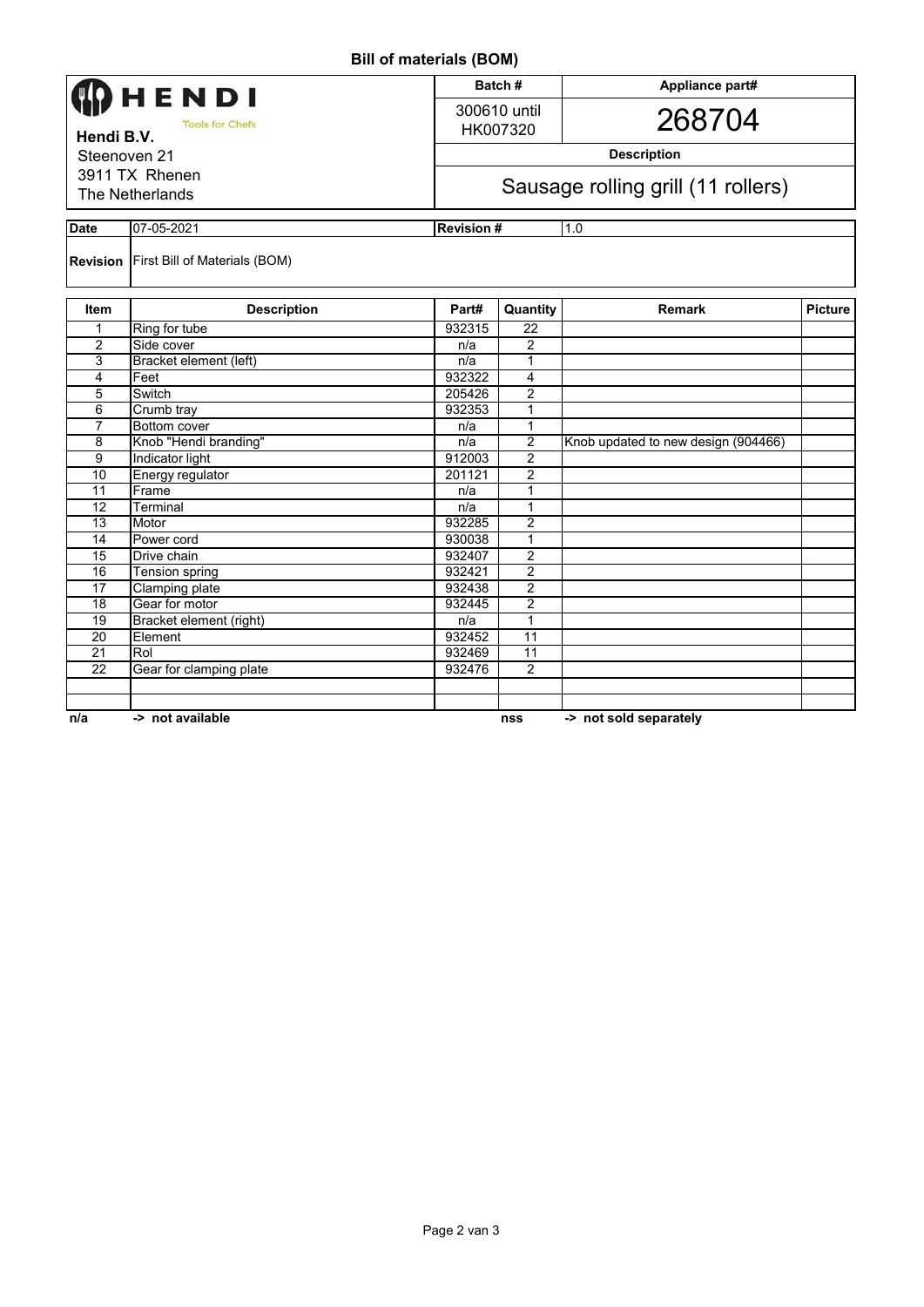# Bill of materials (BOM)

| HENDI Tools for Chefs | Batch # | Appliance part# |
|---|---|---|
| **Hendi B.V.** Steenoven 21 3911 TX Rhenen The Netherlands | 300610 until HK007320 | 268704 |
| | **Description** | |
| | Sausage rolling grill (11 rollers) | |

| Date | 07-05-2021 | Revision # | 1.0 |
|---|---|---|---|
| **Revision** | First Bill of Materials (BOM) | | |

| Item | Description | Part# | Quantity | Remark | Picture |
|---|---|---|---|---|---|
| 1 | Ring for tube | 932315 | 22 | | |
| 2 | Side cover | n/a | 2 | | |
| 3 | Bracket element (left) | n/a | 1 | | |
| 4 | Feet | 932322 | 4 | | |
| 5 | Switch | 205426 | 2 | | |
| 6 | Crumb tray | 932353 | 1 | | |
| 7 | Bottom cover | n/a | 1 | | |
| 8 | Knob "Hendi branding" | n/a | 2 | Knob updated to new design (904466) | |
| 9 | Indicator light | 912003 | 2 | | |
| 10 | Energy regulator | 201121 | 2 | | |
| 11 | Frame | n/a | 1 | | |
| 12 | Terminal | n/a | 1 | | |
| 13 | Motor | 932285 | 2 | | |
| 14 | Power cord | 930038 | 1 | | |
| 15 | Drive chain | 932407 | 2 | | |
| 16 | Tension spring | 932421 | 2 | | |
| 17 | Clamping plate | 932438 | 2 | | |
| 18 | Gear for motor | 932445 | 2 | | |
| 19 | Bracket element (right) | n/a | 1 | | |
| 20 | Element | 932452 | 11 | | |
| 21 | Rol | 932469 | 11 | | |
| 22 | Gear for clamping plate | 932476 | 2 | | |
| | | | | | |
| | | | | | |

**n/a -> not available** **nss -> not sold separately**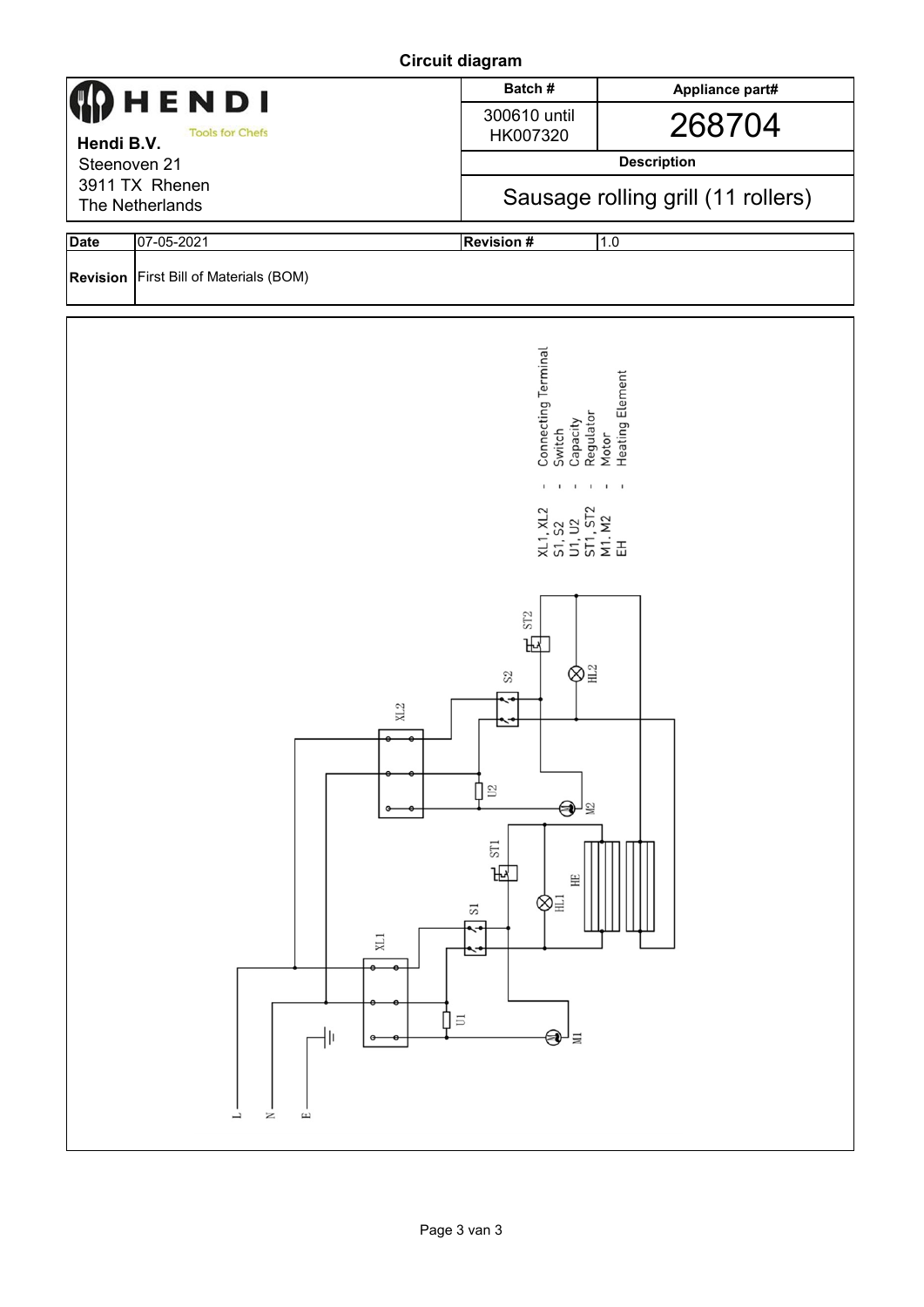# Circuit diagram

| HENDI Tools for Chefs | Batch # | Appliance part# |
|---|---|---|
| **Hendi B.V.** | 300610 until HK007320 | 268704 |
| Steenoven 21 | **Description** | |
| 3911 TX Rhenen | Sausage rolling grill (11 rollers) | |
| The Netherlands | | |

| | | | |
|---|---|---|---|
| **Date** | 07-05-2021 | **Revision #** | 1.0 |
| **Revision** | First Bill of Materials (BOM) | | |

XL1, XL2 - Connecting Terminal
S1, S2 - Switch
U1, U2 - Capacity
ST1, ST2 - Regulator
M1, M2 - Motor
EH - Heating Element

ST2
S2
HL2
XL2
U2
M2
ST1
HE
HL1
S1
XL1
U1
M1
L
N
E